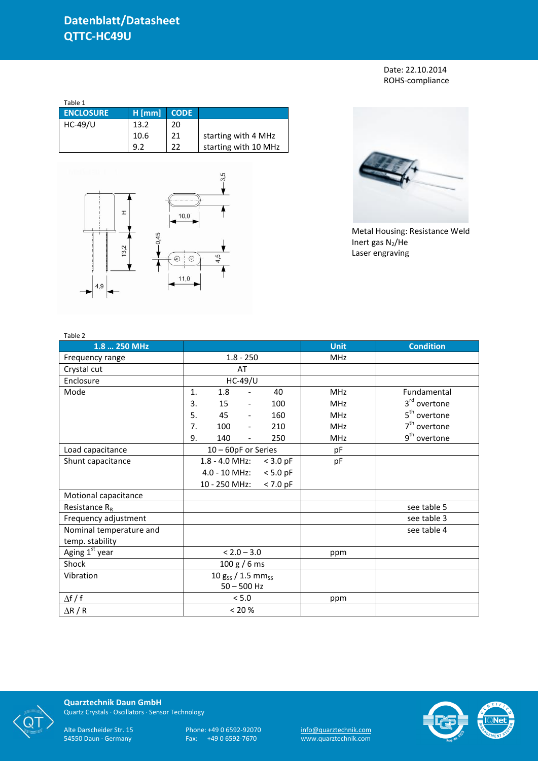# Datenblatt/Datasheet
# QTTC-HC49U

Date: 22.10.2014
ROHS-compliance

Table 1

| ENCLOSURE | H [mm] | CODE | |
|---|---|---|---|
| HC-49/U | 13.2 | 20 | |
| | 10.6 | 21 | starting with 4 MHz |
| | 9.2 | 22 | starting with 10 MHz |

Metal Housing: Resistance Weld
Inert gas $N_2$/He
Laser engraving

Table 2

| 1.8 … 250 MHz | | Unit | Condition |
|---|---|---|---|
| Frequency range | 1.8 - 250 | MHz | |
| Crystal cut | AT | | |
| Enclosure | HC-49/U | | |
| Mode | 1. 1.8 - 40 | MHz | Fundamental |
| | 3. 15 - 100 | MHz | 3rd overtone |
| | 5. 45 - 160 | MHz | 5th overtone |
| | 7. 100 - 210 | MHz | 7th overtone |
| | 9. 140 - 250 | MHz | 9th overtone |
| Load capacitance | 10 – 60pF or Series | pF | |
| Shunt capacitance | 1.8 - 4.0 MHz: < 3.0 pF | pF | |
| | 4.0 - 10 MHz: < 5.0 pF | | |
| | 10 - 250 MHz: < 7.0 pF | | |
| Motional capacitance | | | |
| Resistance $R_R$ | | | see table 5 |
| Frequency adjustment | | | see table 3 |
| Nominal temperature and temp. stability | | | see table 4 |
| Aging 1st year | < 2.0 – 3.0 | ppm | |
| Shock | 100 g / 6 ms | | |
| Vibration | 10 $g_{SS}$ / 1.5 $mm_{SS}$ 50 – 500 Hz | | |
| $\Delta f / f$ | < 5.0 | ppm | |
| $\Delta R / R$ | < 20 % | | |

**Quarztechnik Daun GmbH**
Quartz Crystals · Oscillators · Sensor Technology

Alte Darscheider Str. 15
54550 Daun · Germany

Phone: +49 0 6592-92070
Fax: +49 0 6592-7670

info@quarztechnik.com
www.quarztechnik.com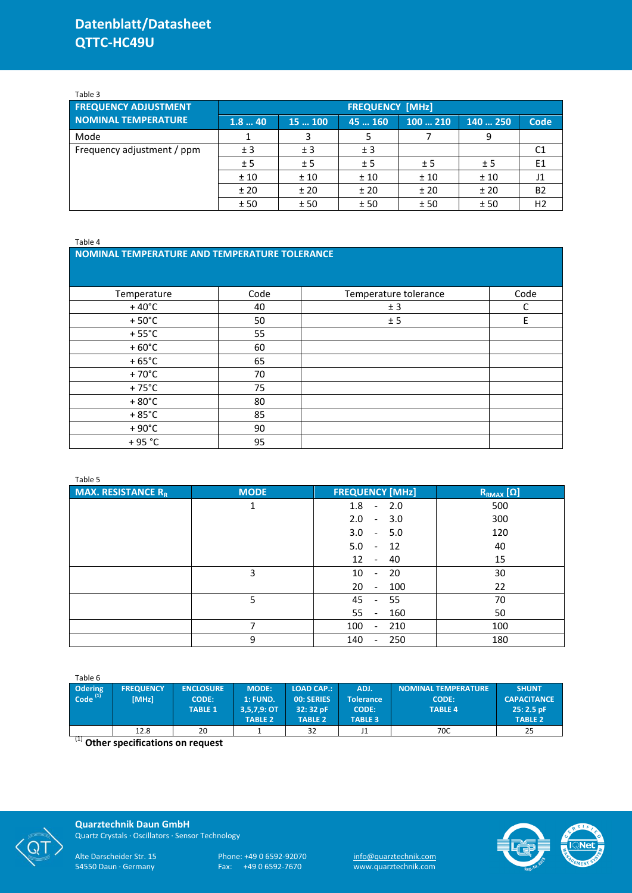Table 3

| FREQUENCY ADJUSTMENT NOMINAL TEMPERATURE | FREQUENCY [MHz] | | | | | |
|---|---|---|---|---|---|---|
| | 1.8 … 40 | 15 … 100 | 45 … 160 | 100 … 210 | 140 … 250 | Code |
| Mode | 1 | 3 | 5 | 7 | 9 | |
| Frequency adjustment / ppm | ± 3 | ± 3 | ± 3 | | | C1 |
| | ± 5 | ± 5 | ± 5 | ± 5 | ± 5 | E1 |
| | ± 10 | ± 10 | ± 10 | ± 10 | ± 10 | J1 |
| | ± 20 | ± 20 | ± 20 | ± 20 | ± 20 | B2 |
| | ± 50 | ± 50 | ± 50 | ± 50 | ± 50 | H2 |

Table 4

| NOMINAL TEMPERATURE AND TEMPERATURE TOLERANCE | | | |
|---|---|---|---|
| Temperature | Code | Temperature tolerance | Code |
| + 40°C | 40 | ± 3 | C |
| + 50°C | 50 | ± 5 | E |
| + 55°C | 55 | | |
| + 60°C | 60 | | |
| + 65°C | 65 | | |
| + 70°C | 70 | | |
| + 75°C | 75 | | |
| + 80°C | 80 | | |
| + 85°C | 85 | | |
| + 90°C | 90 | | |
| + 95 °C | 95 | | |

Table 5

| MAX. RESISTANCE $R_R$ | MODE | FREQUENCY [MHz] | $R_{RMAX}$ [Ω] |
|---|---|---|---|
| | 1 | 1.8 - 2.0 | 500 |
| | | 2.0 - 3.0 | 300 |
| | | 3.0 - 5.0 | 120 |
| | | 5.0 - 12 | 40 |
| | | 12 - 40 | 15 |
| | 3 | 10 - 20 | 30 |
| | | 20 - 100 | 22 |
| | 5 | 45 - 55 | 70 |
| | | 55 - 160 | 50 |
| | 7 | 100 - 210 | 100 |
| | 9 | 140 - 250 | 180 |

Table 6

| Odering Code [(1)] | FREQUENCY [MHz] | ENCLOSURE CODE: TABLE 1 | MODE: 1: FUND. 3,5,7,9: OT TABLE 2 | LOAD CAP.: 00: SERIES 32: 32 pF TABLE 2 | ADJ. Tolerance CODE: TABLE 3 | NOMINAL TEMPERATURE CODE: TABLE 4 | SHUNT CAPACITANCE 25: 2.5 pF TABLE 2 |
|---|---|---|---|---|---|---|---|
| | 12.8 | 20 | 1 | 32 | J1 | 70C | 25 |

[(1)] **Other specifications on request**

**Quarztechnik Daun GmbH**
Quartz Crystals · Oscillators · Sensor Technology

Alte Darscheider Str. 15
54550 Daun · Germany

Phone: +49 0 6592-92070
Fax: +49 0 6592-7670

info@quarztechnik.com
www.quarztechnik.com